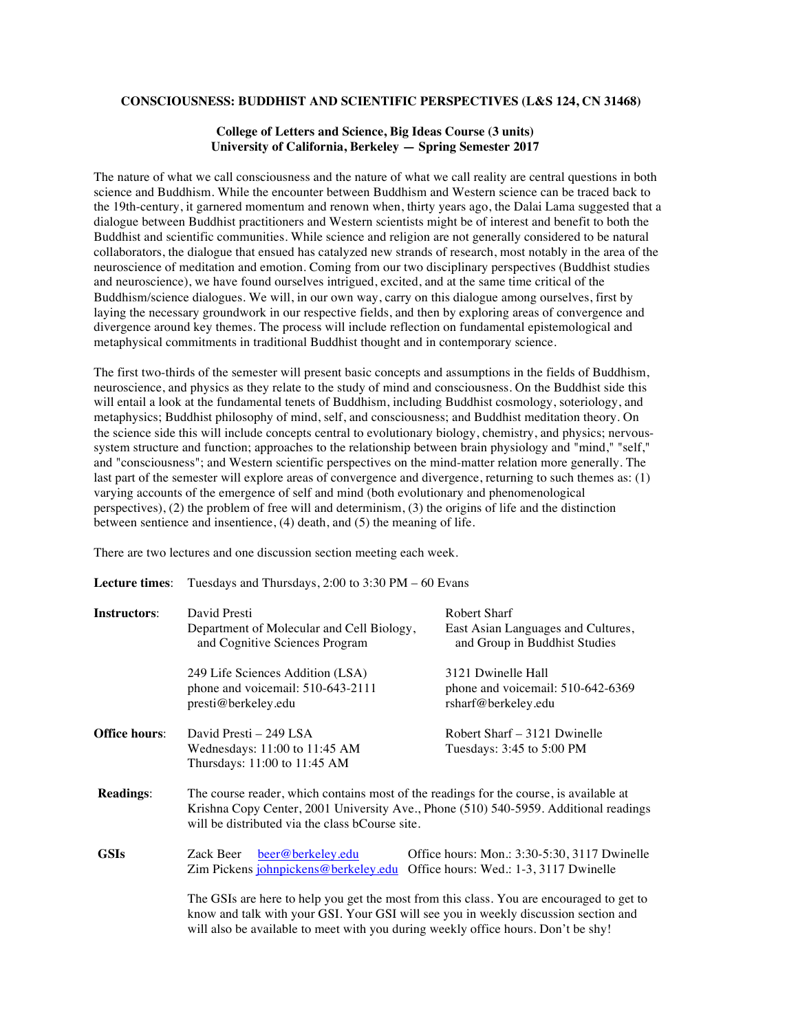**CONSCIOUSNESS: BUDDHIST AND SCIENTIFIC PERSPECTIVES (L&S 124, CN 31468)**

**College of Letters and Science, Big Ideas Course (3 units)**
**University of California, Berkeley — Spring Semester 2017**

The nature of what we call consciousness and the nature of what we call reality are central questions in both science and Buddhism. While the encounter between Buddhism and Western science can be traced back to the 19th-century, it garnered momentum and renown when, thirty years ago, the Dalai Lama suggested that a dialogue between Buddhist practitioners and Western scientists might be of interest and benefit to both the Buddhist and scientific communities. While science and religion are not generally considered to be natural collaborators, the dialogue that ensued has catalyzed new strands of research, most notably in the area of the neuroscience of meditation and emotion. Coming from our two disciplinary perspectives (Buddhist studies and neuroscience), we have found ourselves intrigued, excited, and at the same time critical of the Buddhism/science dialogues. We will, in our own way, carry on this dialogue among ourselves, first by laying the necessary groundwork in our respective fields, and then by exploring areas of convergence and divergence around key themes. The process will include reflection on fundamental epistemological and metaphysical commitments in traditional Buddhist thought and in contemporary science.

The first two-thirds of the semester will present basic concepts and assumptions in the fields of Buddhism, neuroscience, and physics as they relate to the study of mind and consciousness. On the Buddhist side this will entail a look at the fundamental tenets of Buddhism, including Buddhist cosmology, soteriology, and metaphysics; Buddhist philosophy of mind, self, and consciousness; and Buddhist meditation theory. On the science side this will include concepts central to evolutionary biology, chemistry, and physics; nervous-system structure and function; approaches to the relationship between brain physiology and "mind," "self," and "consciousness"; and Western scientific perspectives on the mind-matter relation more generally. The last part of the semester will explore areas of convergence and divergence, returning to such themes as: (1) varying accounts of the emergence of self and mind (both evolutionary and phenomenological perspectives), (2) the problem of free will and determinism, (3) the origins of life and the distinction between sentience and insentience, (4) death, and (5) the meaning of life.

There are two lectures and one discussion section meeting each week.

**Lecture times**: Tuesdays and Thursdays, 2:00 to 3:30 PM – 60 Evans

**Instructors**:

David Presti
Department of Molecular and Cell Biology, and Cognitive Sciences Program
249 Life Sciences Addition (LSA)
phone and voicemail: 510-643-2111
presti@berkeley.edu

Robert Sharf
East Asian Languages and Cultures, and Group in Buddhist Studies
3121 Dwinelle Hall
phone and voicemail: 510-642-6369
rsharf@berkeley.edu

**Office hours**:

David Presti – 249 LSA
Wednesdays: 11:00 to 11:45 AM
Thursdays: 11:00 to 11:45 AM

Robert Sharf – 3121 Dwinelle
Tuesdays: 3:45 to 5:00 PM

**Readings**: The course reader, which contains most of the readings for the course, is available at Krishna Copy Center, 2001 University Ave., Phone (510) 540-5959. Additional readings will be distributed via the class bCourse site.

**GSIs**

Zack Beer beer@berkeley.edu Office hours: Mon.: 3:30-5:30, 3117 Dwinelle
Zim Pickens johnpickens@berkeley.edu Office hours: Wed.: 1-3, 3117 Dwinelle

The GSIs are here to help you get the most from this class. You are encouraged to get to know and talk with your GSI. Your GSI will see you in weekly discussion section and will also be available to meet with you during weekly office hours. Don't be shy!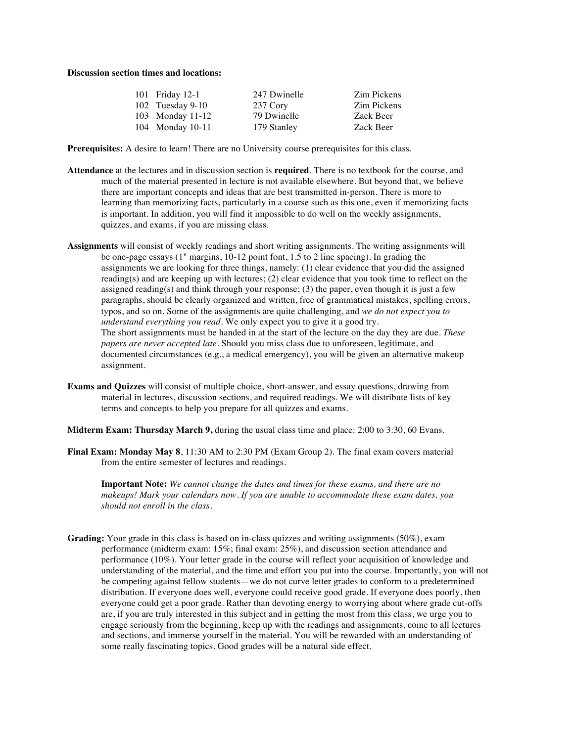**Discussion section times and locations:**

| | | | |
|---|---|---|---|
| 101 | Friday 12-1 | 247 Dwinelle | Zim Pickens |
| 102 | Tuesday 9-10 | 237 Cory | Zim Pickens |
| 103 | Monday 11-12 | 79 Dwinelle | Zack Beer |
| 104 | Monday 10-11 | 179 Stanley | Zack Beer |

**Prerequisites:** A desire to learn! There are no University course prerequisites for this class.

**Attendance** at the lectures and in discussion section is **required**. There is no textbook for the course, and much of the material presented in lecture is not available elsewhere. But beyond that, we believe there are important concepts and ideas that are best transmitted in-person. There is more to learning than memorizing facts, particularly in a course such as this one, even if memorizing facts is important. In addition, you will find it impossible to do well on the weekly assignments, quizzes, and exams, if you are missing class.

**Assignments** will consist of weekly readings and short writing assignments. The writing assignments will be one-page essays (1" margins, 10-12 point font, 1.5 to 2 line spacing). In grading the assignments we are looking for three things, namely: (1) clear evidence that you did the assigned reading(s) and are keeping up with lectures; (2) clear evidence that you took time to reflect on the assigned reading(s) and think through your response; (3) the paper, even though it is just a few paragraphs, should be clearly organized and written, free of grammatical mistakes, spelling errors, typos, and so on. Some of the assignments are quite challenging, and *we do not expect you to understand everything you read*. We only expect you to give it a good try.
The short assignments must be handed in at the start of the lecture on the day they are due. *These papers are never accepted late*. Should you miss class due to unforeseen, legitimate, and documented circumstances (e.g., a medical emergency), you will be given an alternative makeup assignment.

**Exams and Quizzes** will consist of multiple choice, short-answer, and essay questions, drawing from material in lectures, discussion sections, and required readings. We will distribute lists of key terms and concepts to help you prepare for all quizzes and exams.

**Midterm Exam: Thursday March 9,** during the usual class time and place: 2:00 to 3:30, 60 Evans.

**Final Exam: Monday May 8**, 11:30 AM to 2:30 PM (Exam Group 2). The final exam covers material from the entire semester of lectures and readings.

> **Important Note:** *We cannot change the dates and times for these exams, and there are no makeups! Mark your calendars now. If you are unable to accommodate these exam dates, you should not enroll in the class.*

**Grading:** Your grade in this class is based on in-class quizzes and writing assignments (50%), exam performance (midterm exam: 15%; final exam: 25%), and discussion section attendance and performance (10%). Your letter grade in the course will reflect your acquisition of knowledge and understanding of the material, and the time and effort you put into the course. Importantly, you will not be competing against fellow students—we do not curve letter grades to conform to a predetermined distribution. If everyone does well, everyone could receive good grade. If everyone does poorly, then everyone could get a poor grade. Rather than devoting energy to worrying about where grade cut-offs are, if you are truly interested in this subject and in getting the most from this class, we urge you to engage seriously from the beginning, keep up with the readings and assignments, come to all lectures and sections, and immerse yourself in the material. You will be rewarded with an understanding of some really fascinating topics. Good grades will be a natural side effect.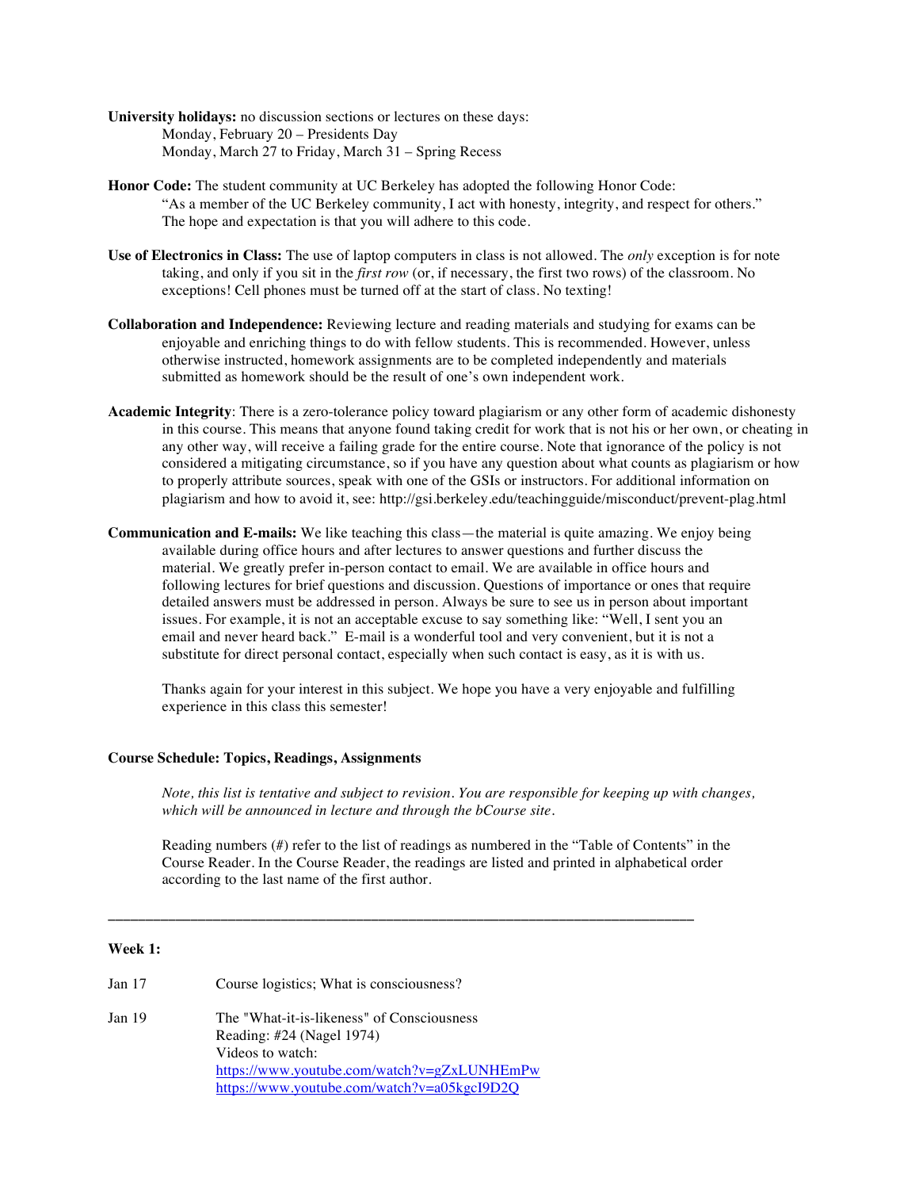**University holidays:** no discussion sections or lectures on these days:
Monday, February 20 – Presidents Day
Monday, March 27 to Friday, March 31 – Spring Recess

**Honor Code:** The student community at UC Berkeley has adopted the following Honor Code: "As a member of the UC Berkeley community, I act with honesty, integrity, and respect for others." The hope and expectation is that you will adhere to this code.

**Use of Electronics in Class:** The use of laptop computers in class is not allowed. The *only* exception is for note taking, and only if you sit in the *first row* (or, if necessary, the first two rows) of the classroom. No exceptions! Cell phones must be turned off at the start of class. No texting!

**Collaboration and Independence:** Reviewing lecture and reading materials and studying for exams can be enjoyable and enriching things to do with fellow students. This is recommended. However, unless otherwise instructed, homework assignments are to be completed independently and materials submitted as homework should be the result of one's own independent work.

**Academic Integrity**: There is a zero-tolerance policy toward plagiarism or any other form of academic dishonesty in this course. This means that anyone found taking credit for work that is not his or her own, or cheating in any other way, will receive a failing grade for the entire course. Note that ignorance of the policy is not considered a mitigating circumstance, so if you have any question about what counts as plagiarism or how to properly attribute sources, speak with one of the GSIs or instructors. For additional information on plagiarism and how to avoid it, see: http://gsi.berkeley.edu/teachingguide/misconduct/prevent-plag.html

**Communication and E-mails:** We like teaching this class—the material is quite amazing. We enjoy being available during office hours and after lectures to answer questions and further discuss the material. We greatly prefer in-person contact to email. We are available in office hours and following lectures for brief questions and discussion. Questions of importance or ones that require detailed answers must be addressed in person. Always be sure to see us in person about important issues. For example, it is not an acceptable excuse to say something like: "Well, I sent you an email and never heard back." E-mail is a wonderful tool and very convenient, but it is not a substitute for direct personal contact, especially when such contact is easy, as it is with us.

Thanks again for your interest in this subject. We hope you have a very enjoyable and fulfilling experience in this class this semester!

**Course Schedule: Topics, Readings, Assignments**

*Note, this list is tentative and subject to revision. You are responsible for keeping up with changes, which will be announced in lecture and through the bCourse site.*

Reading numbers (#) refer to the list of readings as numbered in the "Table of Contents" in the Course Reader. In the Course Reader, the readings are listed and printed in alphabetical order according to the last name of the first author.

---

**Week 1:**

Jan 17 — Course logistics; What is consciousness?

Jan 19 — The "What-it-is-likeness" of Consciousness
Reading: #24 (Nagel 1974)
Videos to watch:
https://www.youtube.com/watch?v=gZxLUNHEmPw
https://www.youtube.com/watch?v=a05kgcI9D2Q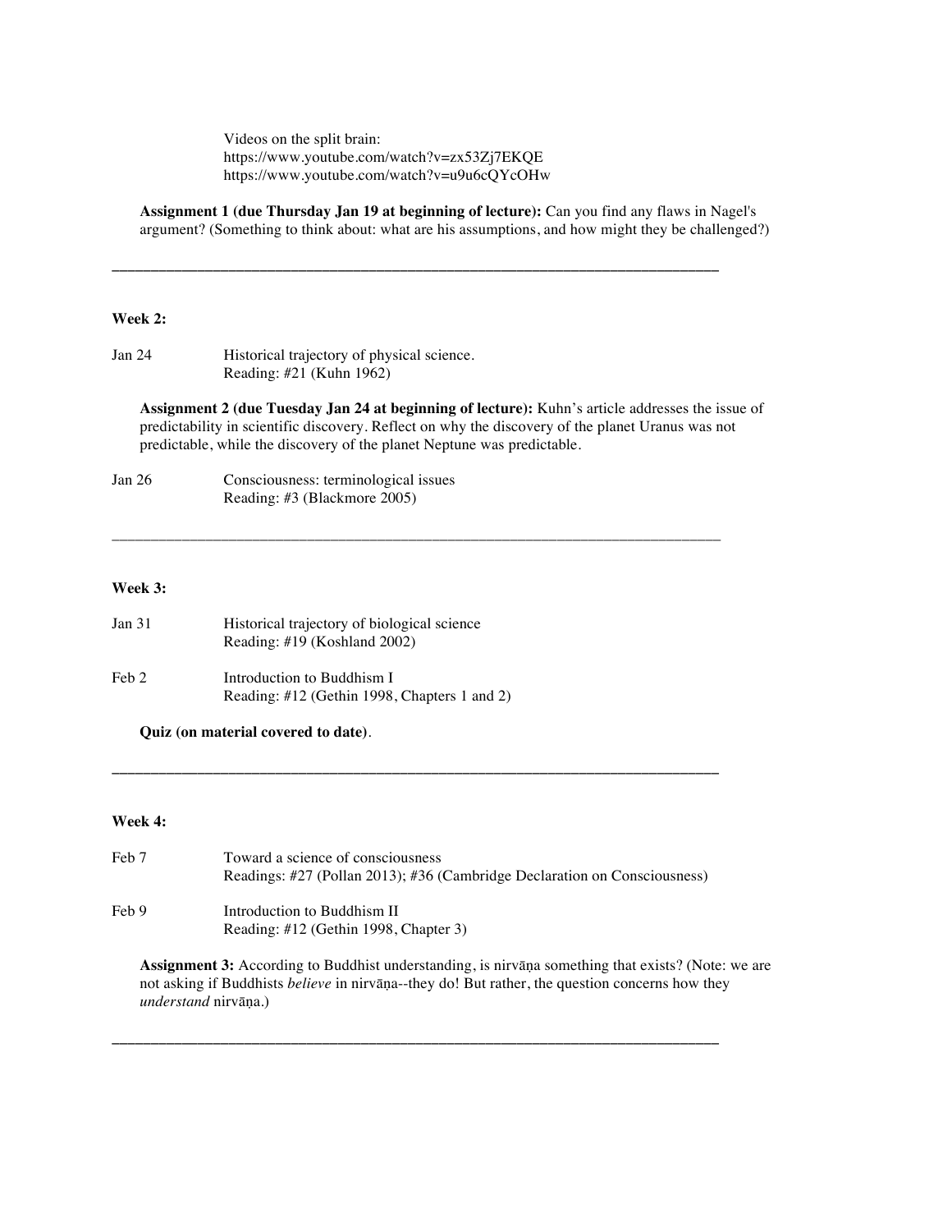Videos on the split brain:
https://www.youtube.com/watch?v=zx53Zj7EKQE
https://www.youtube.com/watch?v=u9u6cQYcOHw

**Assignment 1 (due Thursday Jan 19 at beginning of lecture):** Can you find any flaws in Nagel's argument? (Something to think about: what are his assumptions, and how might they be challenged?)

---

**Week 2:**

Jan 24 Historical trajectory of physical science.
Reading: #21 (Kuhn 1962)

**Assignment 2 (due Tuesday Jan 24 at beginning of lecture):** Kuhn's article addresses the issue of predictability in scientific discovery. Reflect on why the discovery of the planet Uranus was not predictable, while the discovery of the planet Neptune was predictable.

Jan 26 Consciousness: terminological issues
Reading: #3 (Blackmore 2005)

---

**Week 3:**

Jan 31 Historical trajectory of biological science
Reading: #19 (Koshland 2002)

Feb 2 Introduction to Buddhism I
Reading: #12 (Gethin 1998, Chapters 1 and 2)

**Quiz (on material covered to date)**.

---

**Week 4:**

Feb 7 Toward a science of consciousness
Readings: #27 (Pollan 2013); #36 (Cambridge Declaration on Consciousness)

Feb 9 Introduction to Buddhism II
Reading: #12 (Gethin 1998, Chapter 3)

**Assignment 3:** According to Buddhist understanding, is nirvāṇa something that exists? (Note: we are not asking if Buddhists *believe* in nirvāṇa--they do! But rather, the question concerns how they *understand* nirvāṇa.)

---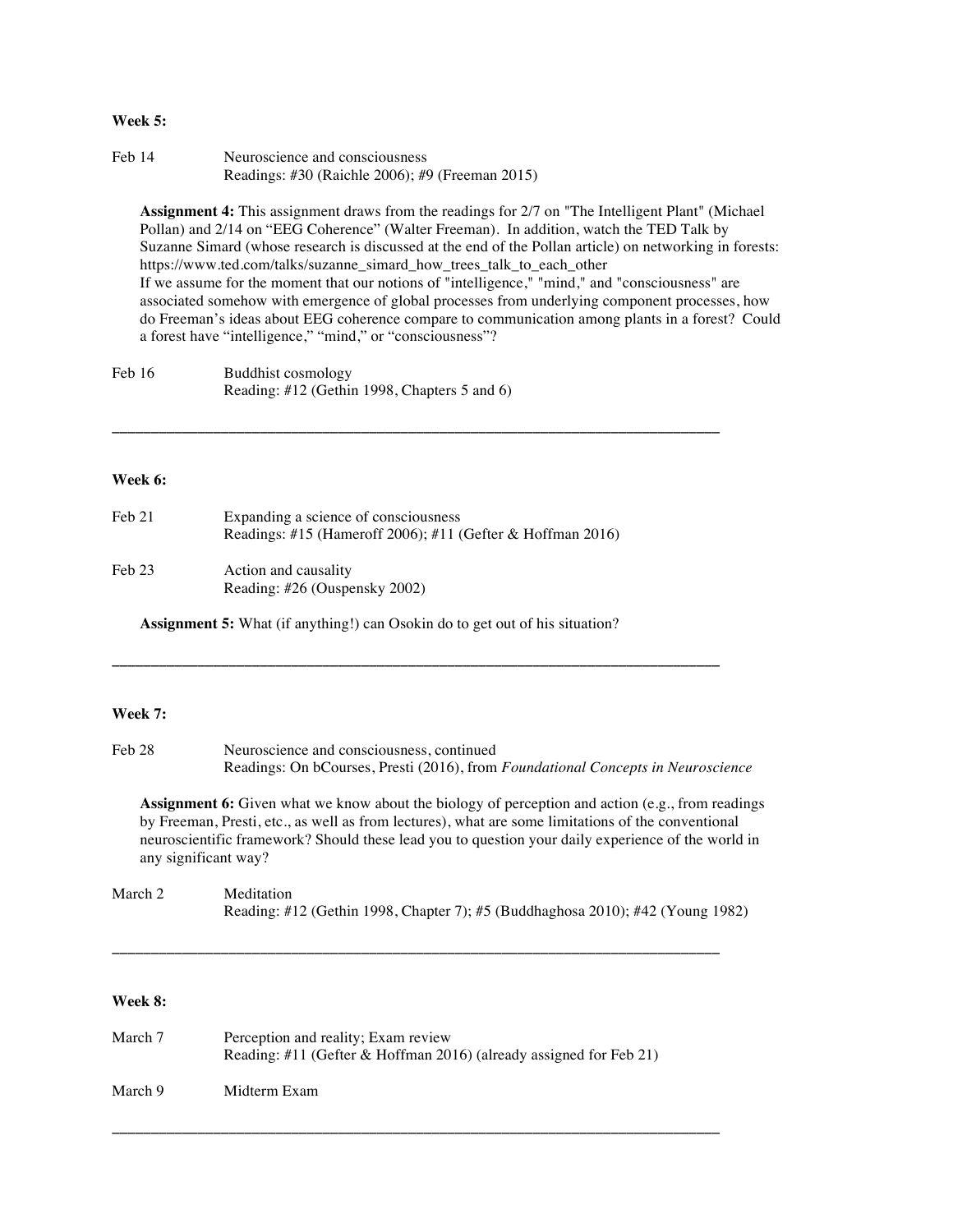**Week 5:**

Feb 14 Neuroscience and consciousness
Readings: #30 (Raichle 2006); #9 (Freeman 2015)

**Assignment 4:** This assignment draws from the readings for 2/7 on "The Intelligent Plant" (Michael Pollan) and 2/14 on "EEG Coherence" (Walter Freeman). In addition, watch the TED Talk by Suzanne Simard (whose research is discussed at the end of the Pollan article) on networking in forests: https://www.ted.com/talks/suzanne_simard_how_trees_talk_to_each_other
If we assume for the moment that our notions of "intelligence," "mind," and "consciousness" are associated somehow with emergence of global processes from underlying component processes, how do Freeman's ideas about EEG coherence compare to communication among plants in a forest? Could a forest have "intelligence," "mind," or "consciousness"?

Feb 16 Buddhist cosmology
Reading: #12 (Gethin 1998, Chapters 5 and 6)

---

**Week 6:**

Feb 21 Expanding a science of consciousness
Readings: #15 (Hameroff 2006); #11 (Gefter & Hoffman 2016)

Feb 23 Action and causality
Reading: #26 (Ouspensky 2002)

**Assignment 5:** What (if anything!) can Osokin do to get out of his situation?

---

**Week 7:**

Feb 28 Neuroscience and consciousness, continued
Readings: On bCourses, Presti (2016), from *Foundational Concepts in Neuroscience*

**Assignment 6:** Given what we know about the biology of perception and action (e.g., from readings by Freeman, Presti, etc., as well as from lectures), what are some limitations of the conventional neuroscientific framework? Should these lead you to question your daily experience of the world in any significant way?

March 2 Meditation
Reading: #12 (Gethin 1998, Chapter 7); #5 (Buddhaghosa 2010); #42 (Young 1982)

---

**Week 8:**

March 7 Perception and reality; Exam review
Reading: #11 (Gefter & Hoffman 2016) (already assigned for Feb 21)

March 9 Midterm Exam

---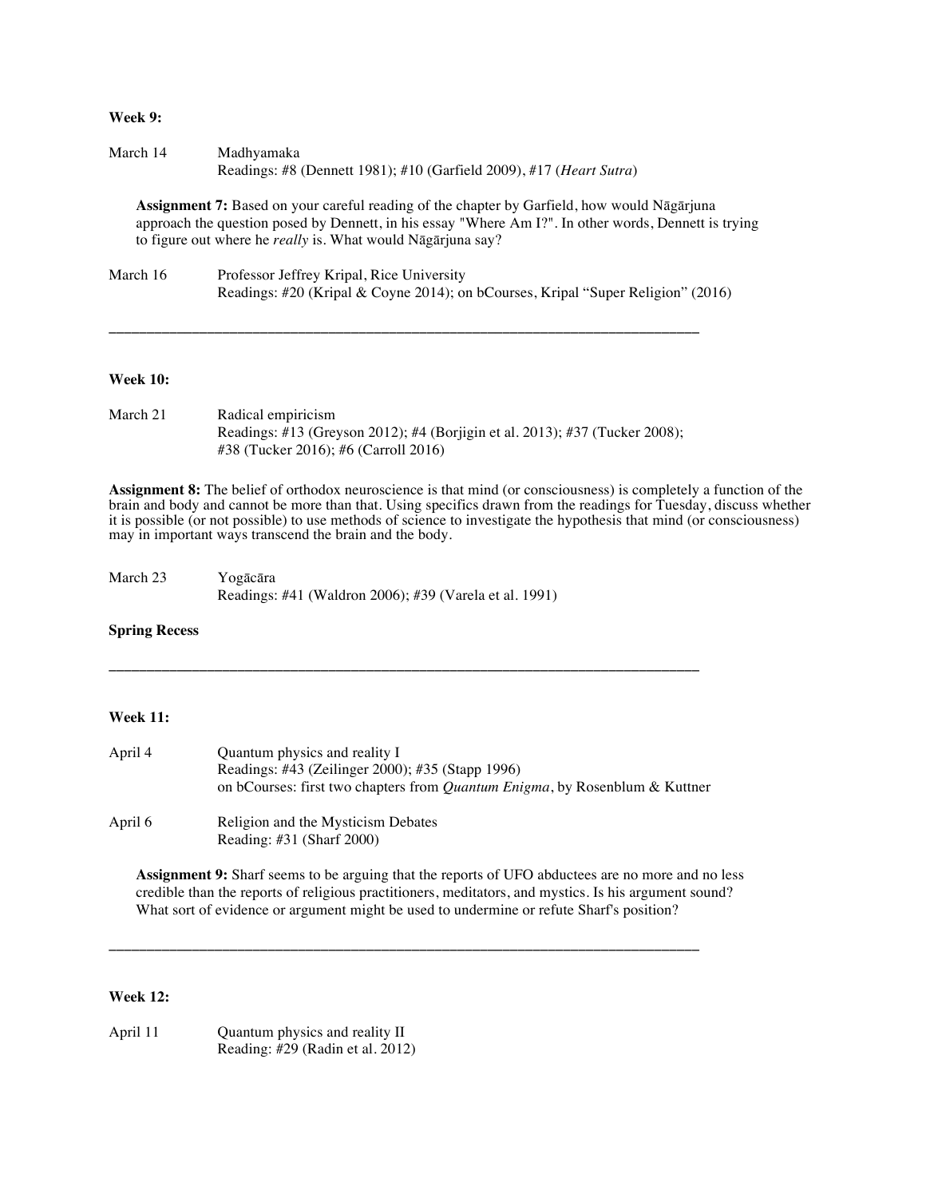**Week 9:**

March 14 Madhyamaka
Readings: #8 (Dennett 1981); #10 (Garfield 2009), #17 (*Heart Sutra*)

**Assignment 7:** Based on your careful reading of the chapter by Garfield, how would Nāgārjuna approach the question posed by Dennett, in his essay "Where Am I?". In other words, Dennett is trying to figure out where he *really* is. What would Nāgārjuna say?

March 16 Professor Jeffrey Kripal, Rice University
Readings: #20 (Kripal & Coyne 2014); on bCourses, Kripal "Super Religion" (2016)

---

**Week 10:**

March 21 Radical empiricism
Readings: #13 (Greyson 2012); #4 (Borjigin et al. 2013); #37 (Tucker 2008); #38 (Tucker 2016); #6 (Carroll 2016)

**Assignment 8:** The belief of orthodox neuroscience is that mind (or consciousness) is completely a function of the brain and body and cannot be more than that. Using specifics drawn from the readings for Tuesday, discuss whether it is possible (or not possible) to use methods of science to investigate the hypothesis that mind (or consciousness) may in important ways transcend the brain and the body.

March 23 Yogācāra
Readings: #41 (Waldron 2006); #39 (Varela et al. 1991)

**Spring Recess**

---

**Week 11:**

April 4 Quantum physics and reality I
Readings: #43 (Zeilinger 2000); #35 (Stapp 1996)
on bCourses: first two chapters from *Quantum Enigma*, by Rosenblum & Kuttner

April 6 Religion and the Mysticism Debates
Reading: #31 (Sharf 2000)

**Assignment 9:** Sharf seems to be arguing that the reports of UFO abductees are no more and no less credible than the reports of religious practitioners, meditators, and mystics. Is his argument sound? What sort of evidence or argument might be used to undermine or refute Sharf's position?

---

**Week 12:**

April 11 Quantum physics and reality II
Reading: #29 (Radin et al. 2012)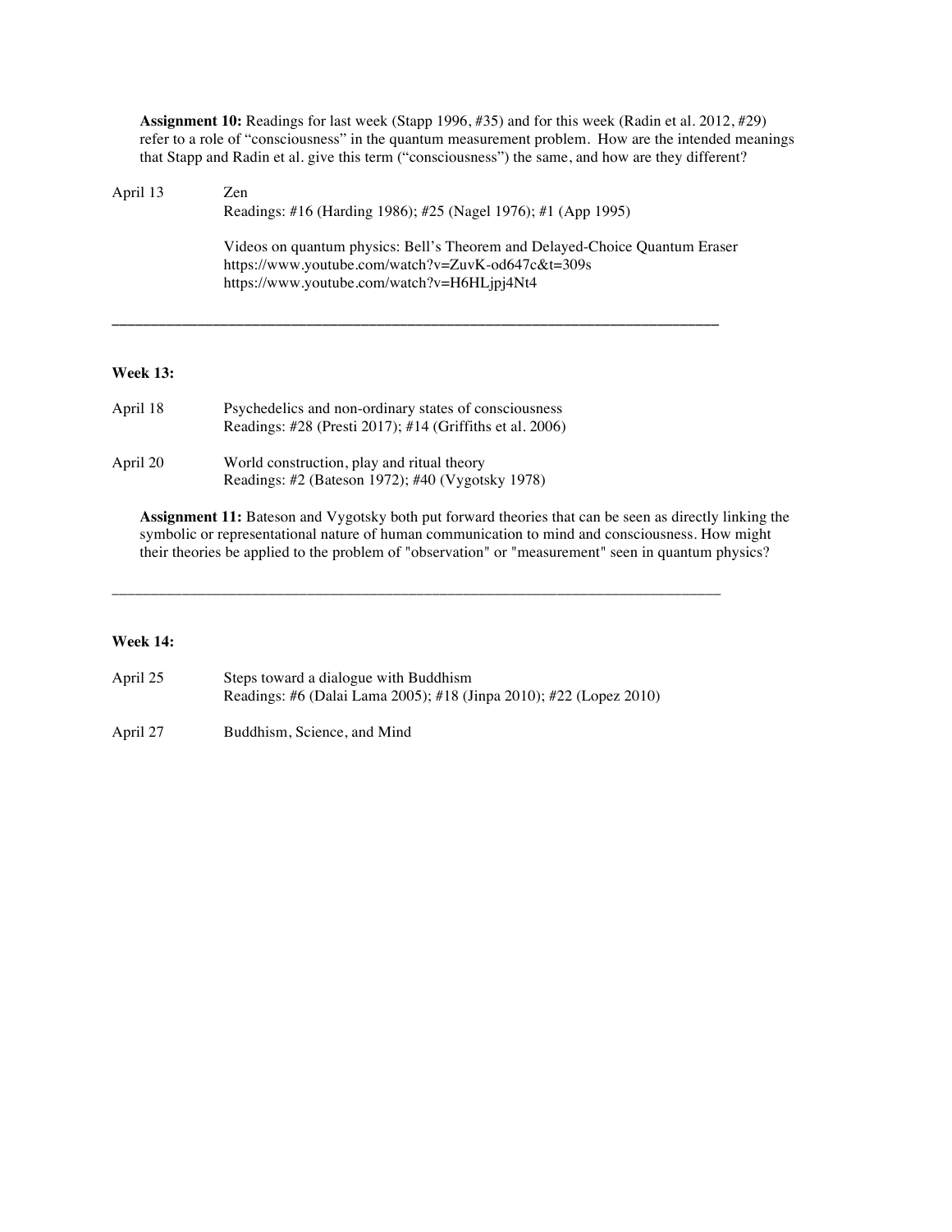**Assignment 10:** Readings for last week (Stapp 1996, #35) and for this week (Radin et al. 2012, #29) refer to a role of "consciousness" in the quantum measurement problem. How are the intended meanings that Stapp and Radin et al. give this term ("consciousness") the same, and how are they different?

April 13 Zen
Readings: #16 (Harding 1986); #25 (Nagel 1976); #1 (App 1995)

Videos on quantum physics: Bell's Theorem and Delayed-Choice Quantum Eraser
https://www.youtube.com/watch?v=ZuvK-od647c&t=309s
https://www.youtube.com/watch?v=H6HLjpj4Nt4

---

**Week 13:**

April 18 Psychedelics and non-ordinary states of consciousness
Readings: #28 (Presti 2017); #14 (Griffiths et al. 2006)

April 20 World construction, play and ritual theory
Readings: #2 (Bateson 1972); #40 (Vygotsky 1978)

**Assignment 11:** Bateson and Vygotsky both put forward theories that can be seen as directly linking the symbolic or representational nature of human communication to mind and consciousness. How might their theories be applied to the problem of "observation" or "measurement" seen in quantum physics?

---

**Week 14:**

April 25 Steps toward a dialogue with Buddhism
Readings: #6 (Dalai Lama 2005); #18 (Jinpa 2010); #22 (Lopez 2010)

April 27 Buddhism, Science, and Mind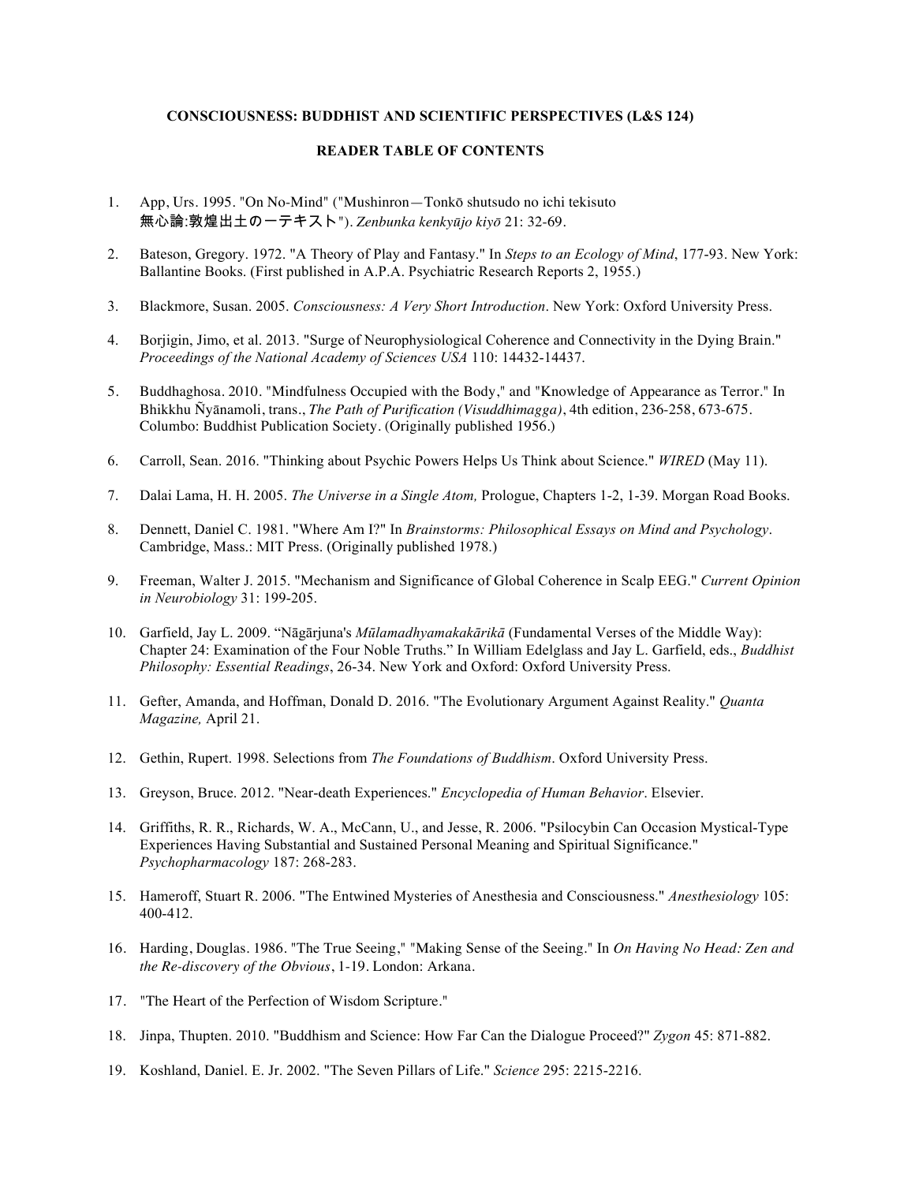**CONSCIOUSNESS: BUDDHIST AND SCIENTIFIC PERSPECTIVES (L&S 124)**

**READER TABLE OF CONTENTS**

1. App, Urs. 1995. "On No-Mind" ("Mushinron—Tonkō shutsudo no ichi tekisuto 無心論:敦煌出土の一テキスト"). *Zenbunka kenkyūjo kiyō* 21: 32-69.

2. Bateson, Gregory. 1972. "A Theory of Play and Fantasy." In *Steps to an Ecology of Mind*, 177-93. New York: Ballantine Books. (First published in A.P.A. Psychiatric Research Reports 2, 1955.)

3. Blackmore, Susan. 2005. *Consciousness: A Very Short Introduction*. New York: Oxford University Press.

4. Borjigin, Jimo, et al. 2013. "Surge of Neurophysiological Coherence and Connectivity in the Dying Brain." *Proceedings of the National Academy of Sciences USA* 110: 14432-14437.

5. Buddhaghosa. 2010. "Mindfulness Occupied with the Body," and "Knowledge of Appearance as Terror." In Bhikkhu Ñyānamoli, trans., *The Path of Purification (Visuddhimagga)*, 4th edition, 236-258, 673-675. Columbo: Buddhist Publication Society. (Originally published 1956.)

6. Carroll, Sean. 2016. "Thinking about Psychic Powers Helps Us Think about Science." *WIRED* (May 11).

7. Dalai Lama, H. H. 2005. *The Universe in a Single Atom,* Prologue, Chapters 1-2, 1-39. Morgan Road Books.

8. Dennett, Daniel C. 1981. "Where Am I?" In *Brainstorms: Philosophical Essays on Mind and Psychology*. Cambridge, Mass.: MIT Press. (Originally published 1978.)

9. Freeman, Walter J. 2015. "Mechanism and Significance of Global Coherence in Scalp EEG." *Current Opinion in Neurobiology* 31: 199-205.

10. Garfield, Jay L. 2009. "Nāgārjuna's *Mūlamadhyamakakārikā* (Fundamental Verses of the Middle Way): Chapter 24: Examination of the Four Noble Truths." In William Edelglass and Jay L. Garfield, eds., *Buddhist Philosophy: Essential Readings*, 26-34. New York and Oxford: Oxford University Press.

11. Gefter, Amanda, and Hoffman, Donald D. 2016. "The Evolutionary Argument Against Reality." *Quanta Magazine,* April 21.

12. Gethin, Rupert. 1998. Selections from *The Foundations of Buddhism*. Oxford University Press.

13. Greyson, Bruce. 2012. "Near-death Experiences." *Encyclopedia of Human Behavior*. Elsevier.

14. Griffiths, R. R., Richards, W. A., McCann, U., and Jesse, R. 2006. "Psilocybin Can Occasion Mystical-Type Experiences Having Substantial and Sustained Personal Meaning and Spiritual Significance." *Psychopharmacology* 187: 268-283.

15. Hameroff, Stuart R. 2006. "The Entwined Mysteries of Anesthesia and Consciousness." *Anesthesiology* 105: 400-412.

16. Harding, Douglas. 1986. "The True Seeing," "Making Sense of the Seeing." In *On Having No Head: Zen and the Re-discovery of the Obvious*, 1-19. London: Arkana.

17. "The Heart of the Perfection of Wisdom Scripture."

18. Jinpa, Thupten. 2010. "Buddhism and Science: How Far Can the Dialogue Proceed?" *Zygon* 45: 871-882.

19. Koshland, Daniel. E. Jr. 2002. "The Seven Pillars of Life." *Science* 295: 2215-2216.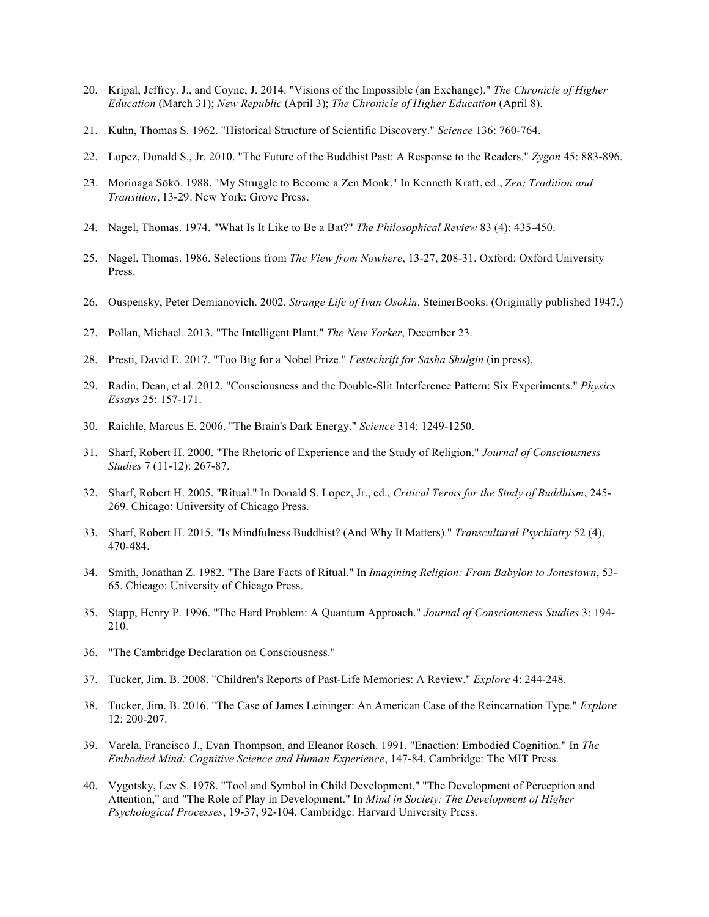20. Kripal, Jeffrey. J., and Coyne, J. 2014. "Visions of the Impossible (an Exchange)." *The Chronicle of Higher Education* (March 31); *New Republic* (April 3); *The Chronicle of Higher Education* (April 8).

21. Kuhn, Thomas S. 1962. "Historical Structure of Scientific Discovery." *Science* 136: 760-764.

22. Lopez, Donald S., Jr. 2010. "The Future of the Buddhist Past: A Response to the Readers." *Zygon* 45: 883-896.

23. Morinaga Sōkō. 1988. "My Struggle to Become a Zen Monk." In Kenneth Kraft, ed., *Zen: Tradition and Transition*, 13-29. New York: Grove Press.

24. Nagel, Thomas. 1974. "What Is It Like to Be a Bat?" *The Philosophical Review* 83 (4): 435-450.

25. Nagel, Thomas. 1986. Selections from *The View from Nowhere*, 13-27, 208-31. Oxford: Oxford University Press.

26. Ouspensky, Peter Demianovich. 2002. *Strange Life of Ivan Osokin*. SteinerBooks. (Originally published 1947.)

27. Pollan, Michael. 2013. "The Intelligent Plant." *The New Yorker*, December 23.

28. Presti, David E. 2017. "Too Big for a Nobel Prize." *Festschrift for Sasha Shulgin* (in press).

29. Radin, Dean, et al. 2012. "Consciousness and the Double-Slit Interference Pattern: Six Experiments." *Physics Essays* 25: 157-171.

30. Raichle, Marcus E. 2006. "The Brain's Dark Energy." *Science* 314: 1249-1250.

31. Sharf, Robert H. 2000. "The Rhetoric of Experience and the Study of Religion." *Journal of Consciousness Studies* 7 (11-12): 267-87.

32. Sharf, Robert H. 2005. "Ritual." In Donald S. Lopez, Jr., ed., *Critical Terms for the Study of Buddhism*, 245-269. Chicago: University of Chicago Press.

33. Sharf, Robert H. 2015. "Is Mindfulness Buddhist? (And Why It Matters)." *Transcultural Psychiatry* 52 (4), 470-484.

34. Smith, Jonathan Z. 1982. "The Bare Facts of Ritual." In *Imagining Religion: From Babylon to Jonestown*, 53-65. Chicago: University of Chicago Press.

35. Stapp, Henry P. 1996. "The Hard Problem: A Quantum Approach." *Journal of Consciousness Studies* 3: 194-210.

36. "The Cambridge Declaration on Consciousness."

37. Tucker, Jim. B. 2008. "Children's Reports of Past-Life Memories: A Review." *Explore* 4: 244-248.

38. Tucker, Jim. B. 2016. "The Case of James Leininger: An American Case of the Reincarnation Type." *Explore* 12: 200-207.

39. Varela, Francisco J., Evan Thompson, and Eleanor Rosch. 1991. "Enaction: Embodied Cognition." In *The Embodied Mind: Cognitive Science and Human Experience*, 147-84. Cambridge: The MIT Press.

40. Vygotsky, Lev S. 1978. "Tool and Symbol in Child Development," "The Development of Perception and Attention," and "The Role of Play in Development." In *Mind in Society: The Development of Higher Psychological Processes*, 19-37, 92-104. Cambridge: Harvard University Press.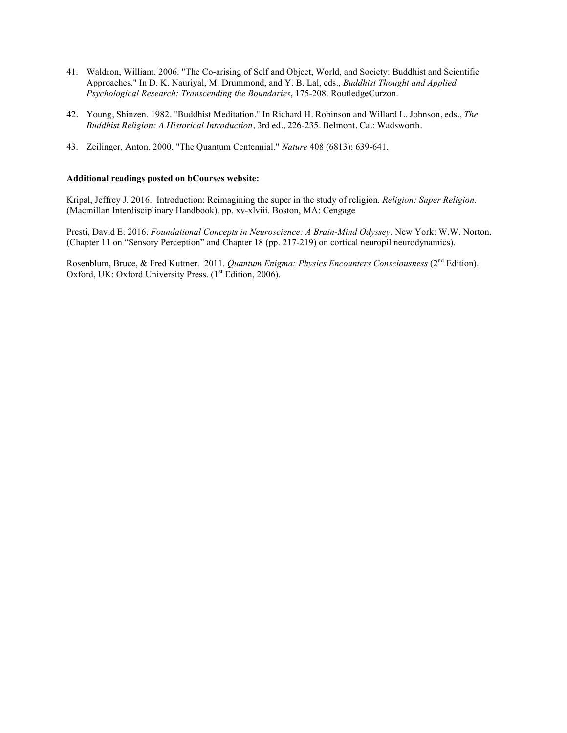41. Waldron, William. 2006. "The Co-arising of Self and Object, World, and Society: Buddhist and Scientific Approaches." In D. K. Nauriyal, M. Drummond, and Y. B. Lal, eds., *Buddhist Thought and Applied Psychological Research: Transcending the Boundaries*, 175-208. RoutledgeCurzon.

42. Young, Shinzen. 1982. "Buddhist Meditation." In Richard H. Robinson and Willard L. Johnson, eds., *The Buddhist Religion: A Historical Introduction*, 3rd ed., 226-235. Belmont, Ca.: Wadsworth.

43. Zeilinger, Anton. 2000. "The Quantum Centennial." *Nature* 408 (6813): 639-641.

**Additional readings posted on bCourses website:**

Kripal, Jeffrey J. 2016. Introduction: Reimagining the super in the study of religion. *Religion: Super Religion.* (Macmillan Interdisciplinary Handbook). pp. xv-xlviii. Boston, MA: Cengage

Presti, David E. 2016. *Foundational Concepts in Neuroscience: A Brain-Mind Odyssey.* New York: W.W. Norton. (Chapter 11 on "Sensory Perception" and Chapter 18 (pp. 217-219) on cortical neuropil neurodynamics).

Rosenblum, Bruce, & Fred Kuttner. 2011. *Quantum Enigma: Physics Encounters Consciousness* (2nd Edition). Oxford, UK: Oxford University Press. (1st Edition, 2006).